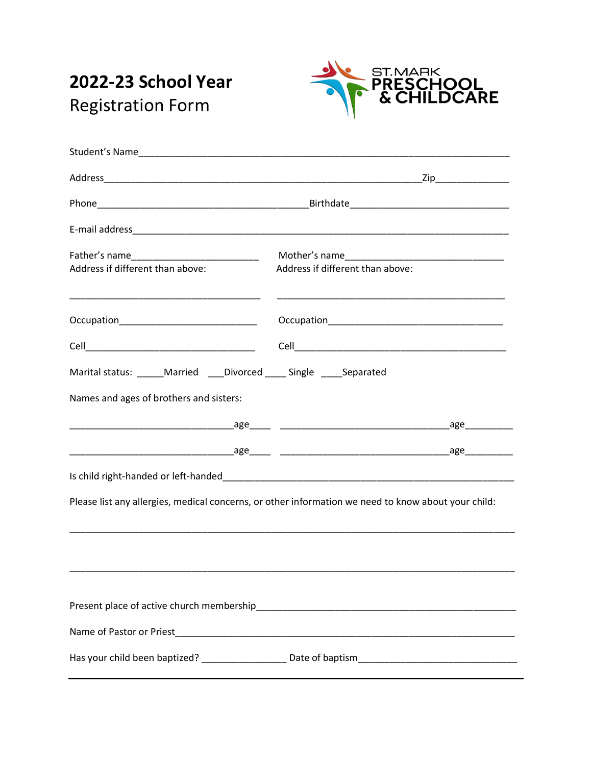# 2022-23 School Year
## Registration Form

ST. MARK PRESCHOOL & CHILDCARE

Student's Name________________________________________________________________

Address____________________________________________________Zip_____________

Phone__________________________________Birthdate____________________________

E-mail address_________________________________________________________________

Father's name______________________ Mother's name____________________________

Address if different than above: Address if different than above:

___________________________________ _______________________________________

Occupation_________________________ Occupation______________________________

Cell_______________________________ Cell____________________________________

Marital status: _____Married ___Divorced ____ Single ____Separated

Names and ages of brothers and sisters:

_____________________________age____ _____________________________age_________

_____________________________age____ _____________________________age_________

Is child right-handed or left-handed_____________________________________________

Please list any allergies, medical concerns, or other information we need to know about your child:

_______________________________________________________________________________

_______________________________________________________________________________

Present place of active church membership_______________________________________

Name of Pastor or Priest______________________________________________________

Has your child been baptized? _______________ Date of baptism_______________________

---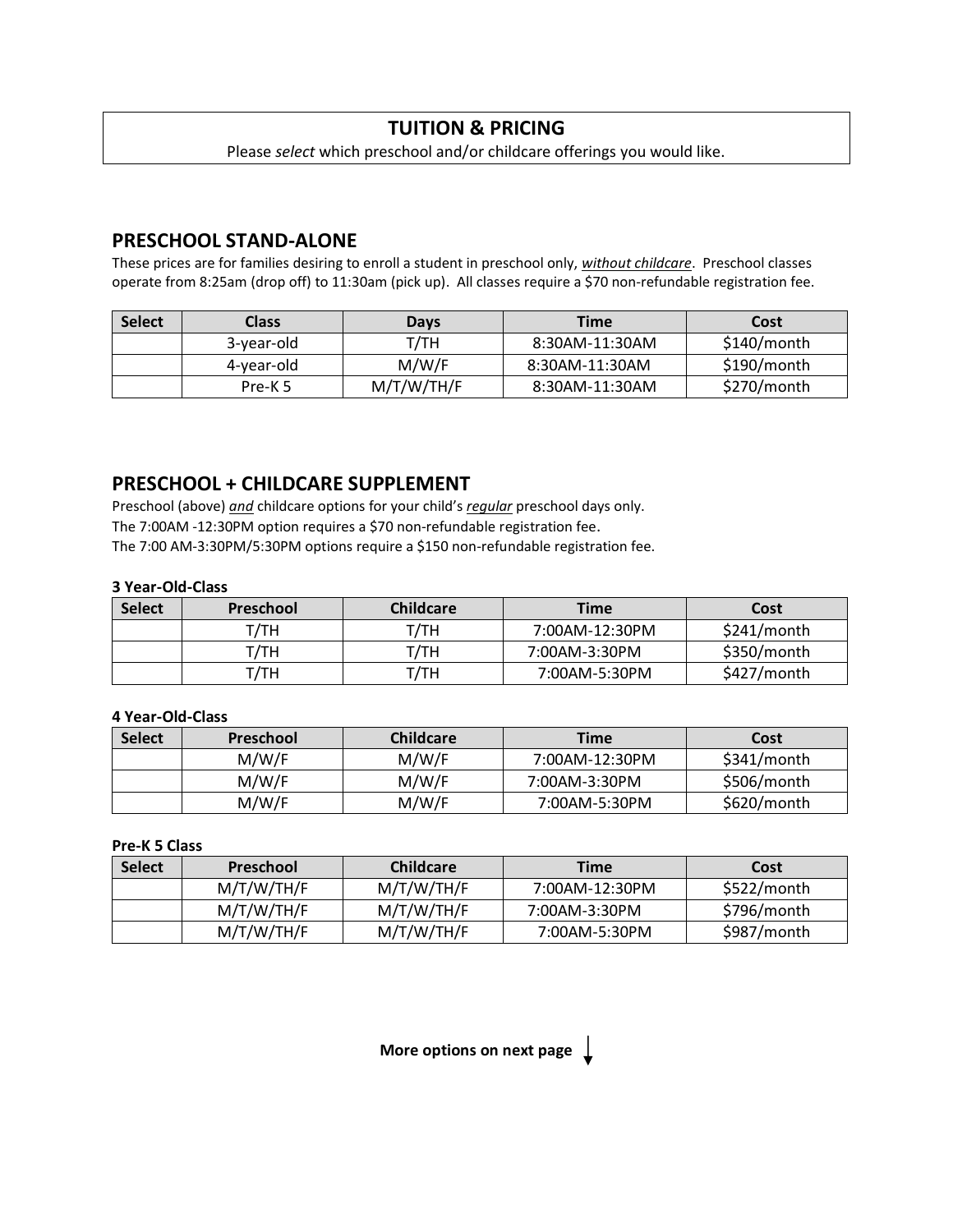## TUITION & PRICING

Please *select* which preschool and/or childcare offerings you would like.

## PRESCHOOL STAND-ALONE

These prices are for families desiring to enroll a student in preschool only, ***without childcare***. Preschool classes operate from 8:25am (drop off) to 11:30am (pick up). All classes require a $70 non-refundable registration fee.

| Select | Class | Days | Time | Cost |
|---|---|---|---|---|
| | 3-year-old | T/TH | 8:30AM-11:30AM | $140/month |
| | 4-year-old | M/W/F | 8:30AM-11:30AM | $190/month |
| | Pre-K 5 | M/T/W/TH/F | 8:30AM-11:30AM | $270/month |

## PRESCHOOL + CHILDCARE SUPPLEMENT

Preschool (above) ***and*** childcare options for your child's ***regular*** preschool days only.
The 7:00AM -12:30PM option requires a $70 non-refundable registration fee.
The 7:00 AM-3:30PM/5:30PM options require a $150 non-refundable registration fee.

**3 Year-Old-Class**

| Select | Preschool | Childcare | Time | Cost |
|---|---|---|---|---|
| | T/TH | T/TH | 7:00AM-12:30PM | $241/month |
| | T/TH | T/TH | 7:00AM-3:30PM | $350/month |
| | T/TH | T/TH | 7:00AM-5:30PM | $427/month |

**4 Year-Old-Class**

| Select | Preschool | Childcare | Time | Cost |
|---|---|---|---|---|
| | M/W/F | M/W/F | 7:00AM-12:30PM | $341/month |
| | M/W/F | M/W/F | 7:00AM-3:30PM | $506/month |
| | M/W/F | M/W/F | 7:00AM-5:30PM | $620/month |

**Pre-K 5 Class**

| Select | Preschool | Childcare | Time | Cost |
|---|---|---|---|---|
| | M/T/W/TH/F | M/T/W/TH/F | 7:00AM-12:30PM | $522/month |
| | M/T/W/TH/F | M/T/W/TH/F | 7:00AM-3:30PM | $796/month |
| | M/T/W/TH/F | M/T/W/TH/F | 7:00AM-5:30PM | $987/month |

**More options on next page** ↓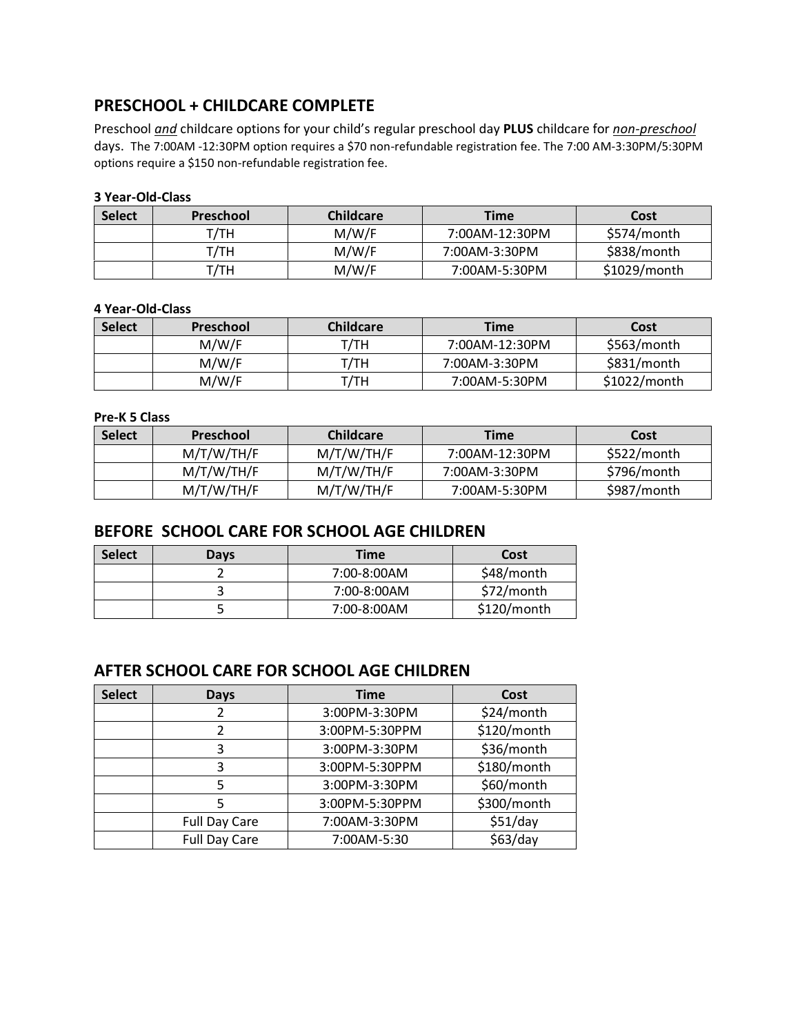## PRESCHOOL + CHILDCARE COMPLETE

Preschool *and* childcare options for your child's regular preschool day **PLUS** childcare for *non-preschool* days. The 7:00AM -12:30PM option requires a $70 non-refundable registration fee. The 7:00 AM-3:30PM/5:30PM options require a $150 non-refundable registration fee.

**3 Year-Old-Class**

| Select | Preschool | Childcare | Time | Cost |
|---|---|---|---|---|
| | T/TH | M/W/F | 7:00AM-12:30PM | $574/month |
| | T/TH | M/W/F | 7:00AM-3:30PM | $838/month |
| | T/TH | M/W/F | 7:00AM-5:30PM | $1029/month |

**4 Year-Old-Class**

| Select | Preschool | Childcare | Time | Cost |
|---|---|---|---|---|
| | M/W/F | T/TH | 7:00AM-12:30PM | $563/month |
| | M/W/F | T/TH | 7:00AM-3:30PM | $831/month |
| | M/W/F | T/TH | 7:00AM-5:30PM | $1022/month |

**Pre-K 5 Class**

| Select | Preschool | Childcare | Time | Cost |
|---|---|---|---|---|
| | M/T/W/TH/F | M/T/W/TH/F | 7:00AM-12:30PM | $522/month |
| | M/T/W/TH/F | M/T/W/TH/F | 7:00AM-3:30PM | $796/month |
| | M/T/W/TH/F | M/T/W/TH/F | 7:00AM-5:30PM | $987/month |

## BEFORE SCHOOL CARE FOR SCHOOL AGE CHILDREN

| Select | Days | Time | Cost |
|---|---|---|---|
| | 2 | 7:00-8:00AM | $48/month |
| | 3 | 7:00-8:00AM | $72/month |
| | 5 | 7:00-8:00AM | $120/month |

## AFTER SCHOOL CARE FOR SCHOOL AGE CHILDREN

| Select | Days | Time | Cost |
|---|---|---|---|
| | 2 | 3:00PM-3:30PM | $24/month |
| | 2 | 3:00PM-5:30PPM | $120/month |
| | 3 | 3:00PM-3:30PM | $36/month |
| | 3 | 3:00PM-5:30PPM | $180/month |
| | 5 | 3:00PM-3:30PM | $60/month |
| | 5 | 3:00PM-5:30PPM | $300/month |
| | Full Day Care | 7:00AM-3:30PM | $51/day |
| | Full Day Care | 7:00AM-5:30 | $63/day |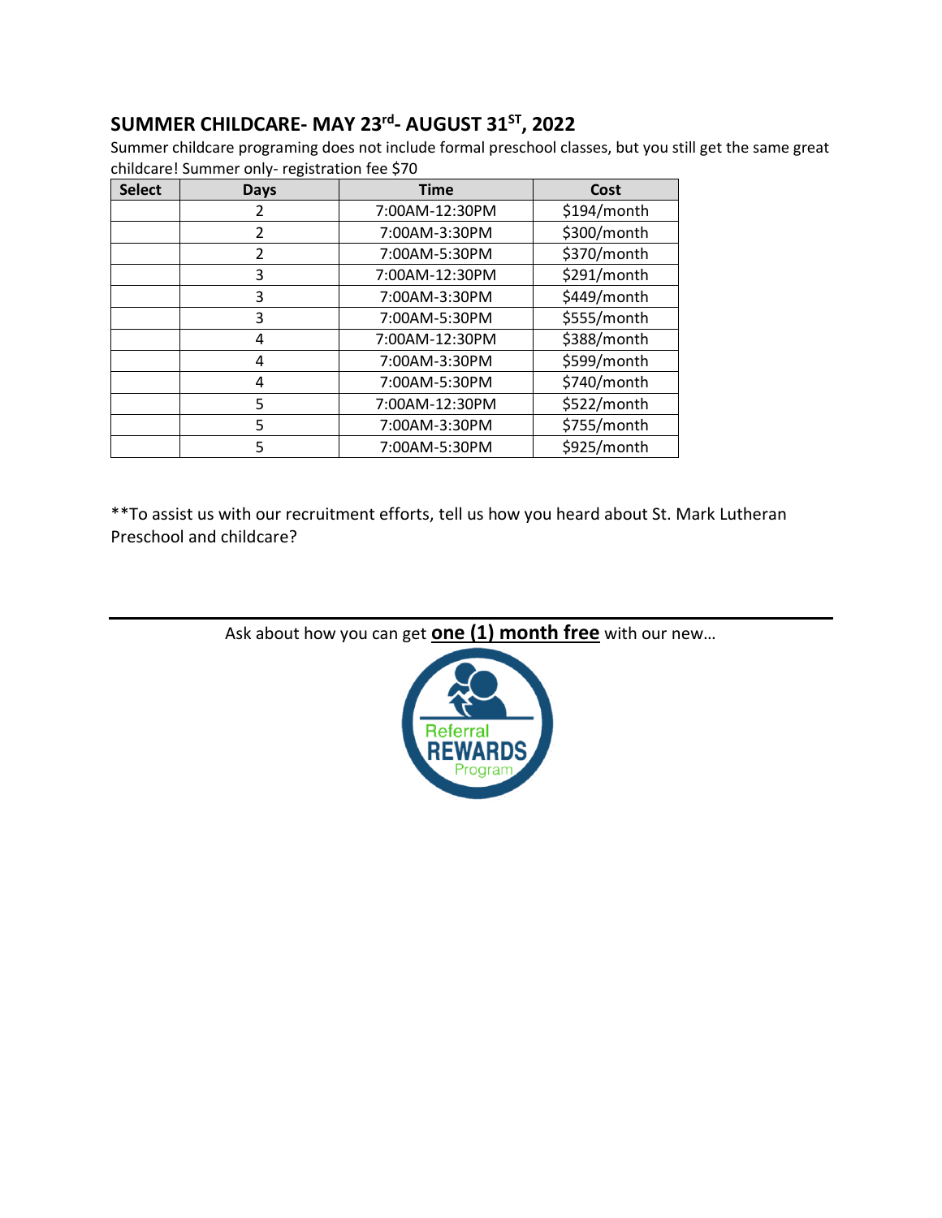## SUMMER CHILDCARE- MAY 23rd- AUGUST 31ST, 2022

Summer childcare programing does not include formal preschool classes, but you still get the same great childcare! Summer only- registration fee $70

| Select | Days | Time | Cost |
|---|---|---|---|
| | 2 | 7:00AM-12:30PM | $194/month |
| | 2 | 7:00AM-3:30PM | $300/month |
| | 2 | 7:00AM-5:30PM | $370/month |
| | 3 | 7:00AM-12:30PM | $291/month |
| | 3 | 7:00AM-3:30PM | $449/month |
| | 3 | 7:00AM-5:30PM | $555/month |
| | 4 | 7:00AM-12:30PM | $388/month |
| | 4 | 7:00AM-3:30PM | $599/month |
| | 4 | 7:00AM-5:30PM | $740/month |
| | 5 | 7:00AM-12:30PM | $522/month |
| | 5 | 7:00AM-3:30PM | $755/month |
| | 5 | 7:00AM-5:30PM | $925/month |

**To assist us with our recruitment efforts, tell us how you heard about St. Mark Lutheran Preschool and childcare?

---

Ask about how you can get **one (1) month free** with our new…

Referral REWARDS Program